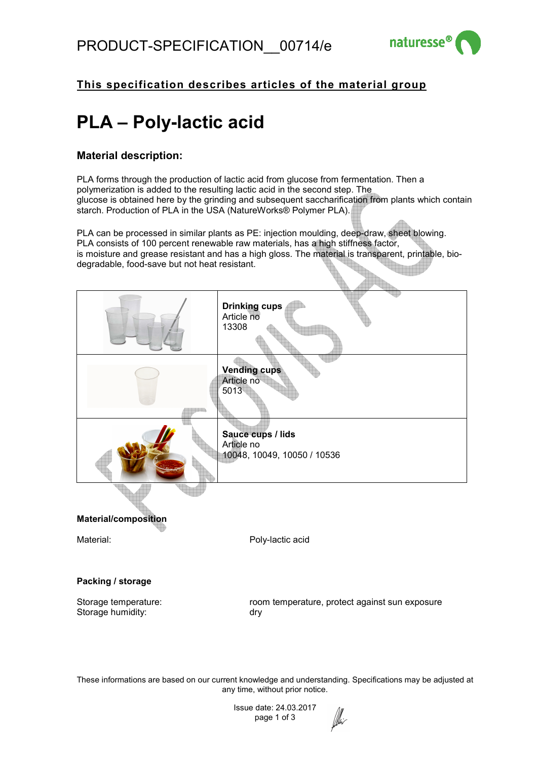# PRODUCT-SPECIFICATION__00714/e

**This specification describes articles of the material group**

# PLA – Poly-lactic acid

## Material description:

PLA forms through the production of lactic acid from glucose from fermentation. Then a polymerization is added to the resulting lactic acid in the second step. The glucose is obtained here by the grinding and subsequent saccharification from plants which contain starch. Production of PLA in the USA (NatureWorks® Polymer PLA).

PLA can be processed in similar plants as PE: injection moulding, deep-draw, sheet blowing. PLA consists of 100 percent renewable raw materials, has a high stiffness factor, is moisture and grease resistant and has a high gloss. The material is transparent, printable, bio-degradable, food-save but not heat resistant.

| | |
|---|---|
| | **Drinking cups**<br>Article no<br>13308 |
| | **Vending cups**<br>Article no<br>5013 |
| | **Sauce cups / lids**<br>Article no<br>10048, 10049, 10050 / 10536 |

**Material/composition**

| | |
|---|---|
| Material: | Poly-lactic acid |

**Packing / storage**

| | |
|---|---|
| Storage temperature: | room temperature, protect against sun exposure |
| Storage humidity: | dry |

These informations are based on our current knowledge and understanding. Specifications may be adjusted at any time, without prior notice.

Issue date: 24.03.2017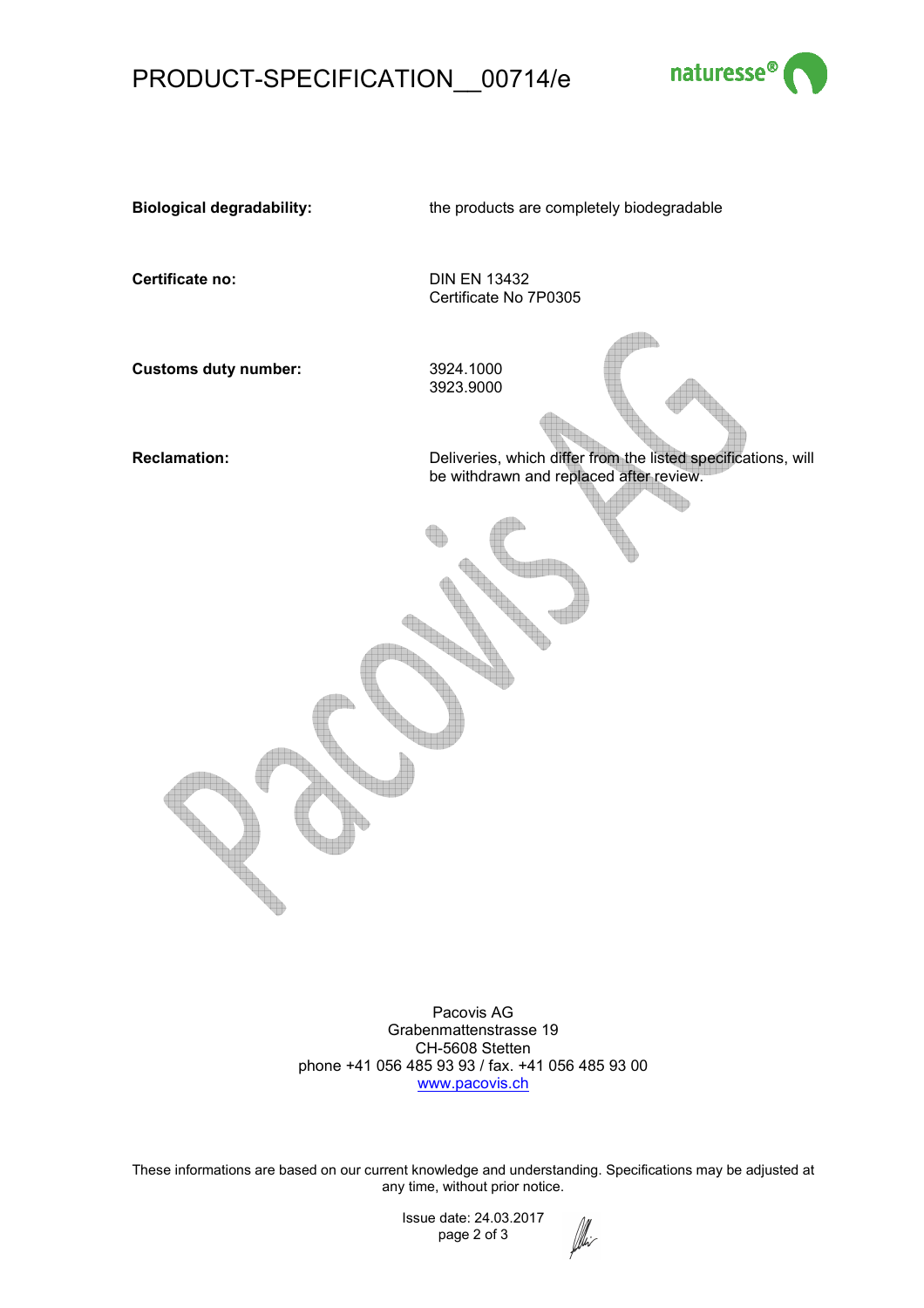| | |
|---|---|
| **Biological degradability:** | the products are completely biodegradable |
| **Certificate no:** | DIN EN 13432<br>Certificate No 7P0305 |
| **Customs duty number:** | 3924.1000<br>3923.9000 |
| **Reclamation:** | Deliveries, which differ from the listed specifications, will be withdrawn and replaced after review. |

Pacovis AG
Grabenmattenstrasse 19
CH-5608 Stetten
phone +41 056 485 93 93 / fax. +41 056 485 93 00
www.pacovis.ch

These informations are based on our current knowledge and understanding. Specifications may be adjusted at any time, without prior notice.

Issue date: 24.03.2017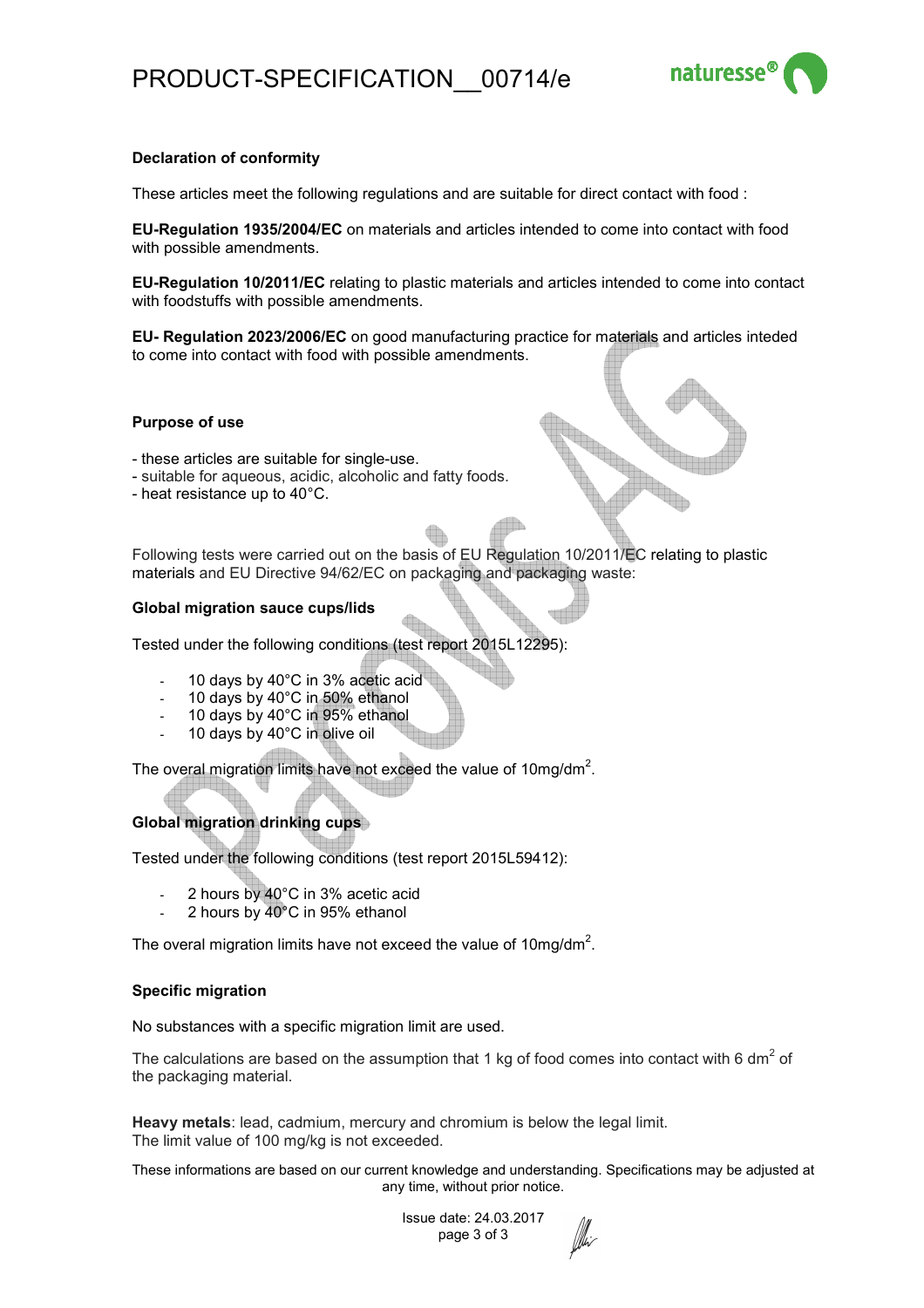# PRODUCT-SPECIFICATION__00714/e

**Declaration of conformity**

These articles meet the following regulations and are suitable for direct contact with food :

**EU-Regulation 1935/2004/EC** on materials and articles intended to come into contact with food with possible amendments.

**EU-Regulation 10/2011/EC** relating to plastic materials and articles intended to come into contact with foodstuffs with possible amendments.

**EU- Regulation 2023/2006/EC** on good manufacturing practice for materials and articles inteded to come into contact with food with possible amendments.

**Purpose of use**

- these articles are suitable for single-use.
- suitable for aqueous, acidic, alcoholic and fatty foods.
- heat resistance up to 40°C.

Following tests were carried out on the basis of EU Regulation 10/2011/EC relating to plastic materials and EU Directive 94/62/EC on packaging and packaging waste:

**Global migration sauce cups/lids**

Tested under the following conditions (test report 2015L12295):

- 10 days by 40°C in 3% acetic acid
- 10 days by 40°C in 50% ethanol
- 10 days by 40°C in 95% ethanol
- 10 days by 40°C in olive oil

The overal migration limits have not exceed the value of 10mg/dm$^2$.

**Global migration drinking cups**

Tested under the following conditions (test report 2015L59412):

- 2 hours by 40°C in 3% acetic acid
- 2 hours by 40°C in 95% ethanol

The overal migration limits have not exceed the value of 10mg/dm$^2$.

**Specific migration**

No substances with a specific migration limit are used.

The calculations are based on the assumption that 1 kg of food comes into contact with 6 dm$^2$ of the packaging material.

**Heavy metals**: lead, cadmium, mercury and chromium is below the legal limit.
The limit value of 100 mg/kg is not exceeded.

These informations are based on our current knowledge and understanding. Specifications may be adjusted at any time, without prior notice.

Issue date: 24.03.2017